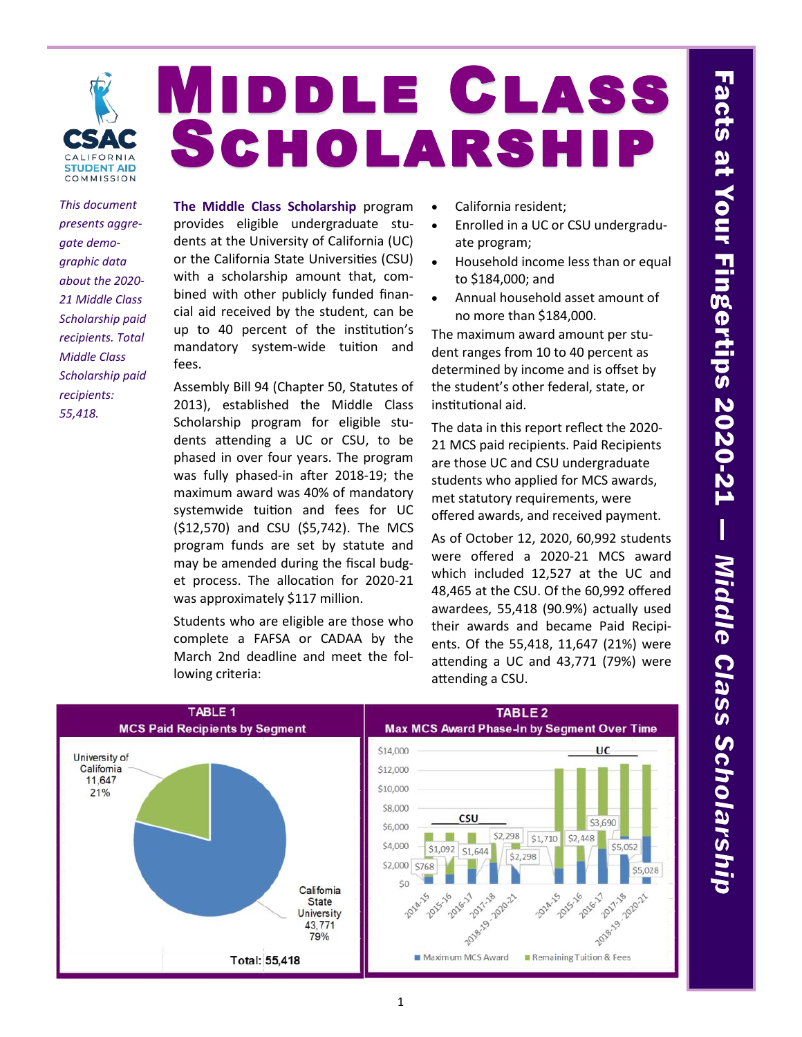# Middle Class Scholarship

**Facts at Your Fingertips 2020-21 — *Middle Class Scholarship***

*This document presents aggregate demographic data about the 2020-21 Middle Class Scholarship paid recipients. Total Middle Class Scholarship paid recipients: 55,418.*

**The Middle Class Scholarship** program provides eligible undergraduate students at the University of California (UC) or the California State Universities (CSU) with a scholarship amount that, combined with other publicly funded financial aid received by the student, can be up to 40 percent of the institution's mandatory system-wide tuition and fees.

Assembly Bill 94 (Chapter 50, Statutes of 2013), established the Middle Class Scholarship program for eligible students attending a UC or CSU, to be phased in over four years. The program was fully phased-in after 2018-19; the maximum award was 40% of mandatory systemwide tuition and fees for UC ($12,570) and CSU ($5,742). The MCS program funds are set by statute and may be amended during the fiscal budget process. The allocation for 2020-21 was approximately $117 million.

Students who are eligible are those who complete a FAFSA or CADAA by the March 2nd deadline and meet the following criteria:

- California resident;
- Enrolled in a UC or CSU undergraduate program;
- Household income less than or equal to $184,000; and
- Annual household asset amount of no more than $184,000.

The maximum award amount per student ranges from 10 to 40 percent as determined by income and is offset by the student's other federal, state, or institutional aid.

The data in this report reflect the 2020-21 MCS paid recipients. Paid Recipients are those UC and CSU undergraduate students who applied for MCS awards, met statutory requirements, were offered awards, and received payment.

As of October 12, 2020, 60,992 students were offered a 2020-21 MCS award which included 12,527 at the UC and 48,465 at the CSU. Of the 60,992 offered awardees, 55,418 (90.9%) actually used their awards and became Paid Recipients. Of the 55,418, 11,647 (21%) were attending a UC and 43,771 (79%) were attending a CSU.

**TABLE 1**
**MCS Paid Recipients by Segment**

| Segment | Recipients | Percent |
|---|---|---|
| University of California | 11,647 | 21% |
| California State University | 43,771 | 79% |
| **Total** | **55,418** | |

**TABLE 2**
**Max MCS Award Phase-In by Segment Over Time**

| Segment | Year | Maximum MCS Award |
|---|---|---|
| CSU | 2014-15 | $768 |
| CSU | 2015-16 | $1,092 |
| CSU | 2016-17 | $1,644 |
| CSU | 2017-18 | $2,298 |
| CSU | 2018-19 - 2020-21 | $2,298 |
| UC | 2014-15 | $1,710 |
| UC | 2015-16 | $2,448 |
| UC | 2016-17 | $3,690 |
| UC | 2017-18 | $5,052 |
| UC | 2018-19 - 2020-21 | $5,028 |

Legend: Maximum MCS Award; Remaining Tuition & Fees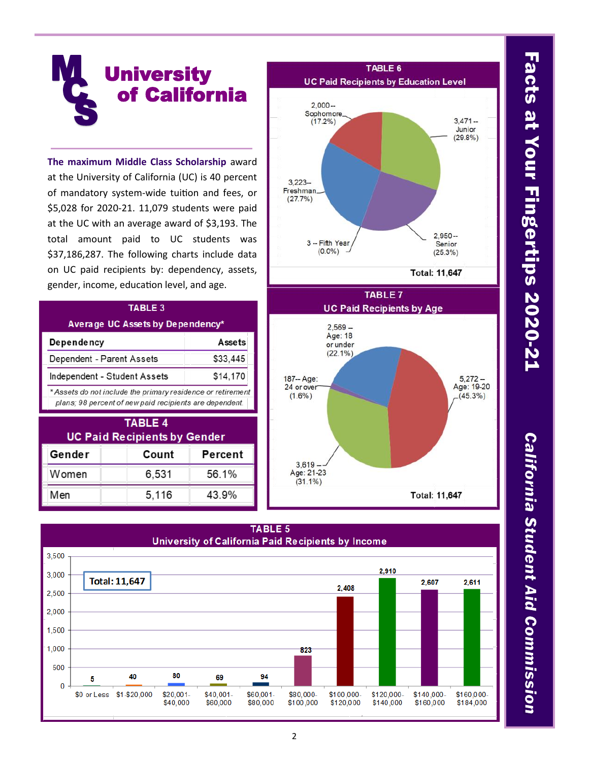# University of California

**The maximum Middle Class Scholarship** award at the University of California (UC) is 40 percent of mandatory system-wide tuition and fees, or $5,028 for 2020-21. 11,079 students were paid at the UC with an average award of $3,193. The total amount paid to UC students was $37,186,287. The following charts include data on UC paid recipients by: dependency, assets, gender, income, education level, and age.

## TABLE 3
### Average UC Assets by Dependency*

| Dependency | Assets |
|---|---|
| Dependent - Parent Assets | $33,445 |
| Independent - Student Assets | $14,170 |

*\*Assets do not include the primary residence or retirement plans; 98 percent of new paid recipients are dependent.*

## TABLE 4
### UC Paid Recipients by Gender

| Gender | Count | Percent |
|---|---|---|
| Women | 6,531 | 56.1% |
| Men | 5,116 | 43.9% |

## TABLE 6
### UC Paid Recipients by Education Level

| Education Level | Count | Percent |
|---|---|---|
| Freshman | 3,223 | 27.7% |
| Sophomore | 2,000 | 17.2% |
| Junior | 3,471 | 29.8% |
| Senior | 2,950 | 25.3% |
| Fifth Year | 3 | 0.0% |

Total: 11,647

## TABLE 7
### UC Paid Recipients by Age

| Age | Count | Percent |
|---|---|---|
| Age: 18 or under | 2,569 | 22.1% |
| Age: 19-20 | 5,272 | 45.3% |
| Age: 21-23 | 3,619 | 31.1% |
| Age: 24 or over | 187 | 1.6% |

Total: 11,647

## TABLE 5
### University of California Paid Recipients by Income

| Income | Recipients |
|---|---|
| $0 or Less | 5 |
| $1-$20,000 | 40 |
| $20,001-$40,000 | 80 |
| $40,001-$60,000 | 69 |
| $60,001-$80,000 | 94 |
| $80,000-$100,000 | 823 |
| $100,000-$120,000 | 2,408 |
| $120,000-$140,000 | 2,910 |
| $140,000-$160,000 | 2,607 |
| $160,000-$184,000 | 2,611 |

Total: 11,647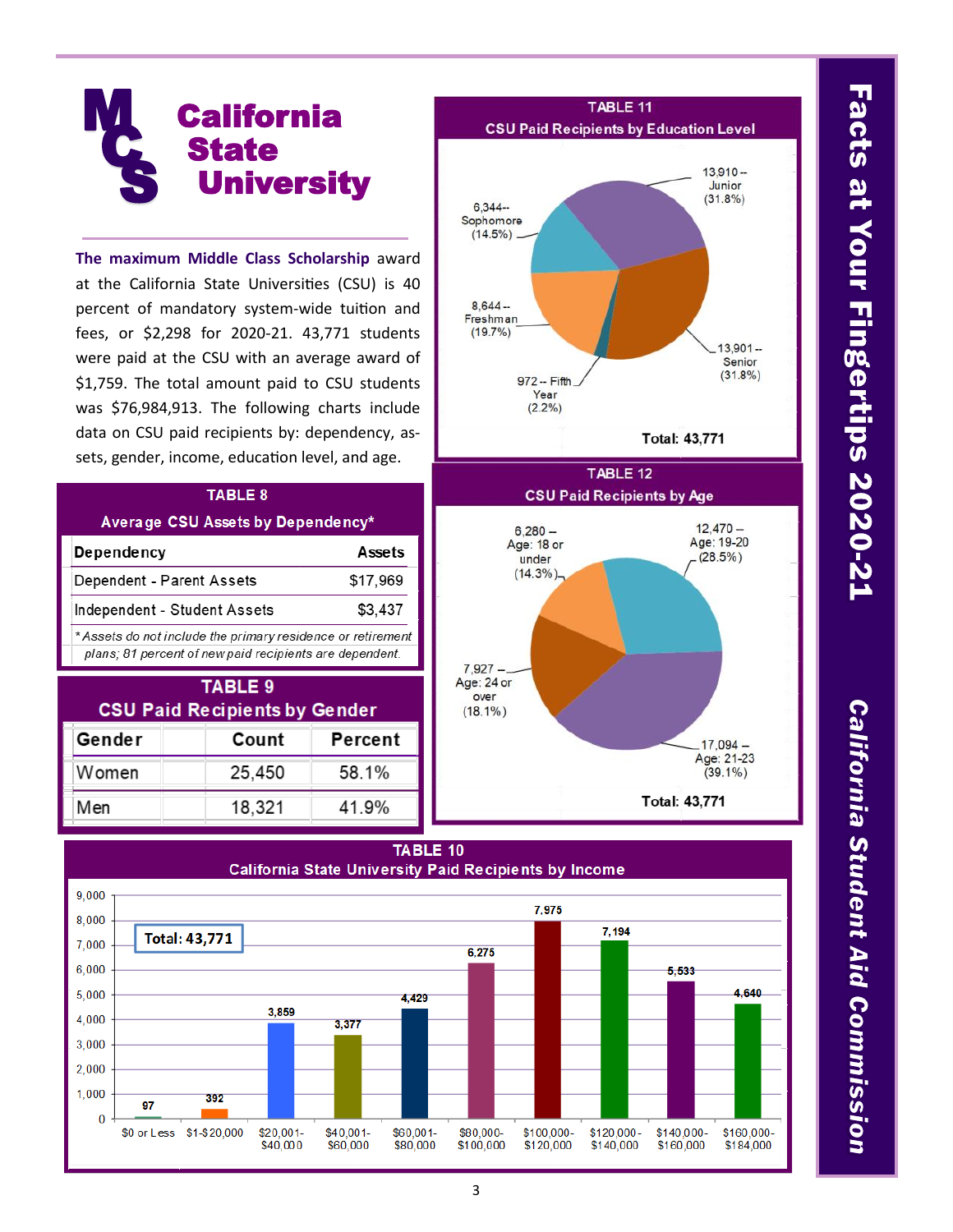# California State University

**The maximum Middle Class Scholarship** award at the California State Universities (CSU) is 40 percent of mandatory system-wide tuition and fees, or $2,298 for 2020-21. 43,771 students were paid at the CSU with an average award of $1,759. The total amount paid to CSU students was $76,984,913. The following charts include data on CSU paid recipients by: dependency, assets, gender, income, education level, and age.

## TABLE 8
### Average CSU Assets by Dependency*

| Dependency | Assets |
|---|---|
| Dependent - Parent Assets | $17,969 |
| Independent - Student Assets | $3,437 |

*Assets do not include the primary residence or retirement plans; 81 percent of new paid recipients are dependent.

## TABLE 9
### CSU Paid Recipients by Gender

| Gender | Count | Percent |
|---|---|---|
| Women | 25,450 | 58.1% |
| Men | 18,321 | 41.9% |

## TABLE 11
### CSU Paid Recipients by Education Level

| Education Level | Count | Percent |
|---|---|---|
| Freshman | 8,644 | 19.7% |
| Sophomore | 6,344 | 14.5% |
| Junior | 13,910 | 31.8% |
| Senior | 13,901 | 31.8% |
| Fifth Year | 972 | 2.2% |
| **Total** | **43,771** | |

## TABLE 12
### CSU Paid Recipients by Age

| Age | Count | Percent |
|---|---|---|
| Age: 18 or under | 6,280 | 14.3% |
| Age: 19-20 | 12,470 | 28.5% |
| Age: 21-23 | 17,094 | 39.1% |
| Age: 24 or over | 7,927 | 18.1% |
| **Total** | **43,771** | |

## TABLE 10
### California State University Paid Recipients by Income

| Income | Recipients |
|---|---|
| $0 or Less | 97 |
| $1-$20,000 | 392 |
| $20,001-$40,000 | 3,859 |
| $40,001-$60,000 | 3,377 |
| $60,001-$80,000 | 4,429 |
| $80,000-$100,000 | 6,275 |
| $100,000-$120,000 | 7,975 |
| $120,000-$140,000 | 7,194 |
| $140,000-$160,000 | 5,533 |
| $160,000-$184,000 | 4,640 |
| **Total** | **43,771** |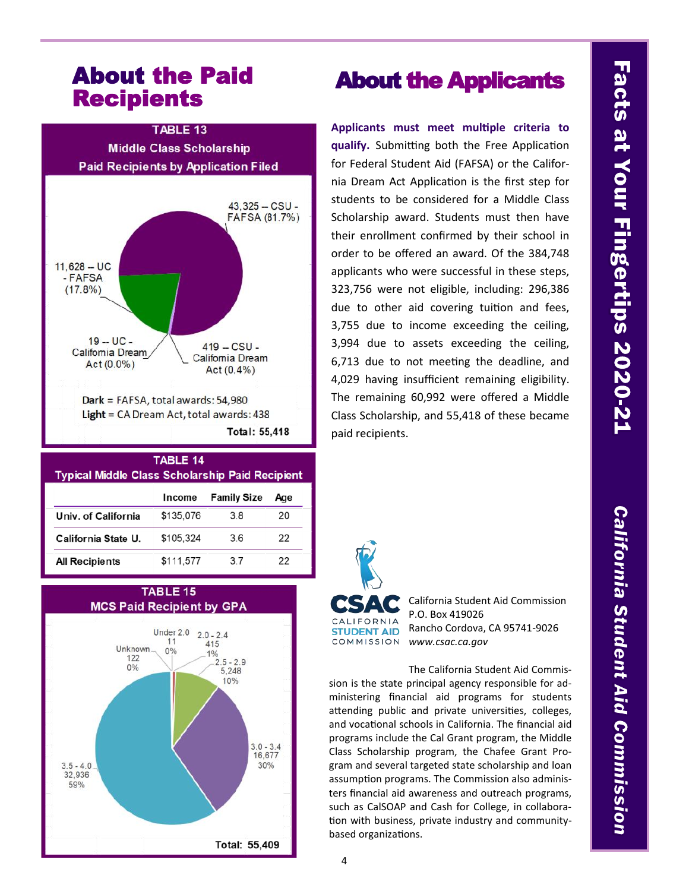## About the Paid Recipients

**TABLE 13**
**Middle Class Scholarship**
**Paid Recipients by Application Filed**

43,325 – CSU - FAFSA (81.7%)

11,628 – UC - FAFSA (17.8%)

19 -- UC - California Dream Act (0.0%)

419 – CSU - California Dream Act (0.4%)

Dark = FAFSA, total awards: 54,980

Light = CA Dream Act, total awards: 438

Total: 55,418

**TABLE 14**
**Typical Middle Class Scholarship Paid Recipient**

| | Income | Family Size | Age |
|---|---|---|---|
| **Univ. of California** | $135,076 | 3.8 | 20 |
| **California State U.** | $105,324 | 3.6 | 22 |
| **All Recipients** | $111,577 | 3.7 | 22 |

**TABLE 15**
**MCS Paid Recipient by GPA**

Under 2.0
11
0%

2.0 - 2.4
415
1%

Unknown
122
0%

2.5 - 2.9
5,248
10%

3.0 - 3.4
16,677
30%

3.5 - 4.0
32,936
59%

Total: 55,409

## About the Applicants

**Applicants must meet multiple criteria to qualify.** Submitting both the Free Application for Federal Student Aid (FAFSA) or the California Dream Act Application is the first step for students to be considered for a Middle Class Scholarship award. Students must then have their enrollment confirmed by their school in order to be offered an award. Of the 384,748 applicants who were successful in these steps, 323,756 were not eligible, including: 296,386 due to other aid covering tuition and fees, 3,755 due to income exceeding the ceiling, 3,994 due to assets exceeding the ceiling, 6,713 due to not meeting the deadline, and 4,029 having insufficient remaining eligibility. The remaining 60,992 were offered a Middle Class Scholarship, and 55,418 of these became paid recipients.

CSAC
CALIFORNIA STUDENT AID COMMISSION

California Student Aid Commission
P.O. Box 419026
Rancho Cordova, CA 95741-9026
*www.csac.ca.gov*

The California Student Aid Commission is the state principal agency responsible for administering financial aid programs for students attending public and private universities, colleges, and vocational schools in California. The financial aid programs include the Cal Grant program, the Middle Class Scholarship program, the Chafee Grant Program and several targeted state scholarship and loan assumption programs. The Commission also administers financial aid awareness and outreach programs, such as CalSOAP and Cash for College, in collaboration with business, private industry and community-based organizations.